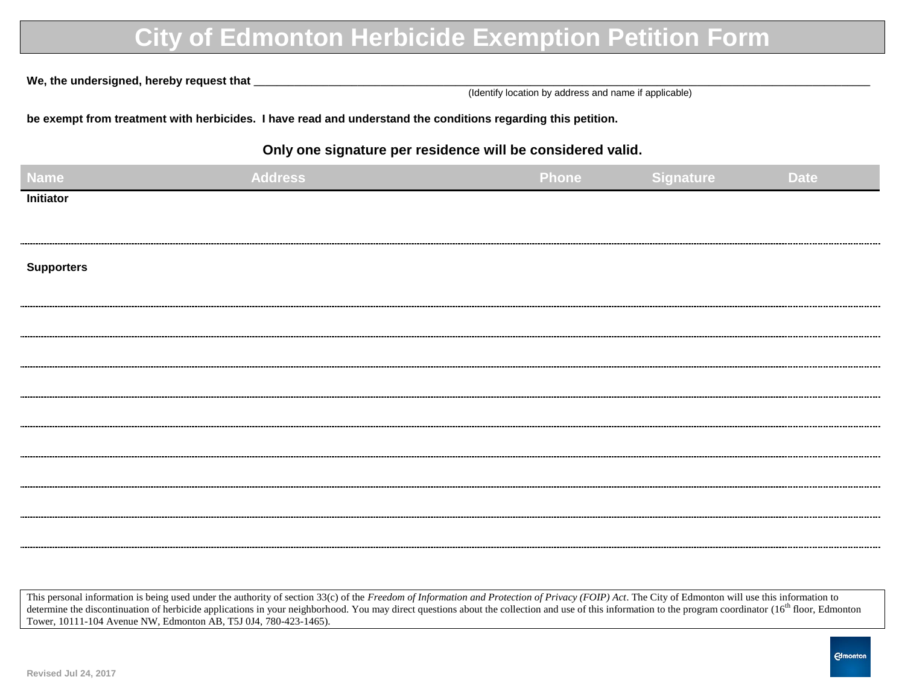# City of Edmonton Herbicide Exemption Petition Form

**We, the undersigned, hereby request that** ______________________________________________

(Identify location by address and name if applicable)

**be exempt from treatment with herbicides. I have read and understand the conditions regarding this petition.**

**Only one signature per residence will be considered valid.**

| Name | Address | Phone | Signature | Date |
|---|---|---|---|---|
| **Initiator** | | | | |
| **Supporters** | | | | |
| | | | | |
| | | | | |
| | | | | |
| | | | | |
| | | | | |
| | | | | |
| | | | | |
| | | | | |

This personal information is being used under the authority of section 33(c) of the *Freedom of Information and Protection of Privacy (FOIP) Act*. The City of Edmonton will use this information to determine the discontinuation of herbicide applications in your neighborhood. You may direct questions about the collection and use of this information to the program coordinator (16th floor, Edmonton Tower, 10111-104 Avenue NW, Edmonton AB, T5J 0J4, 780-423-1465).

Revised Jul 24, 2017

Edmonton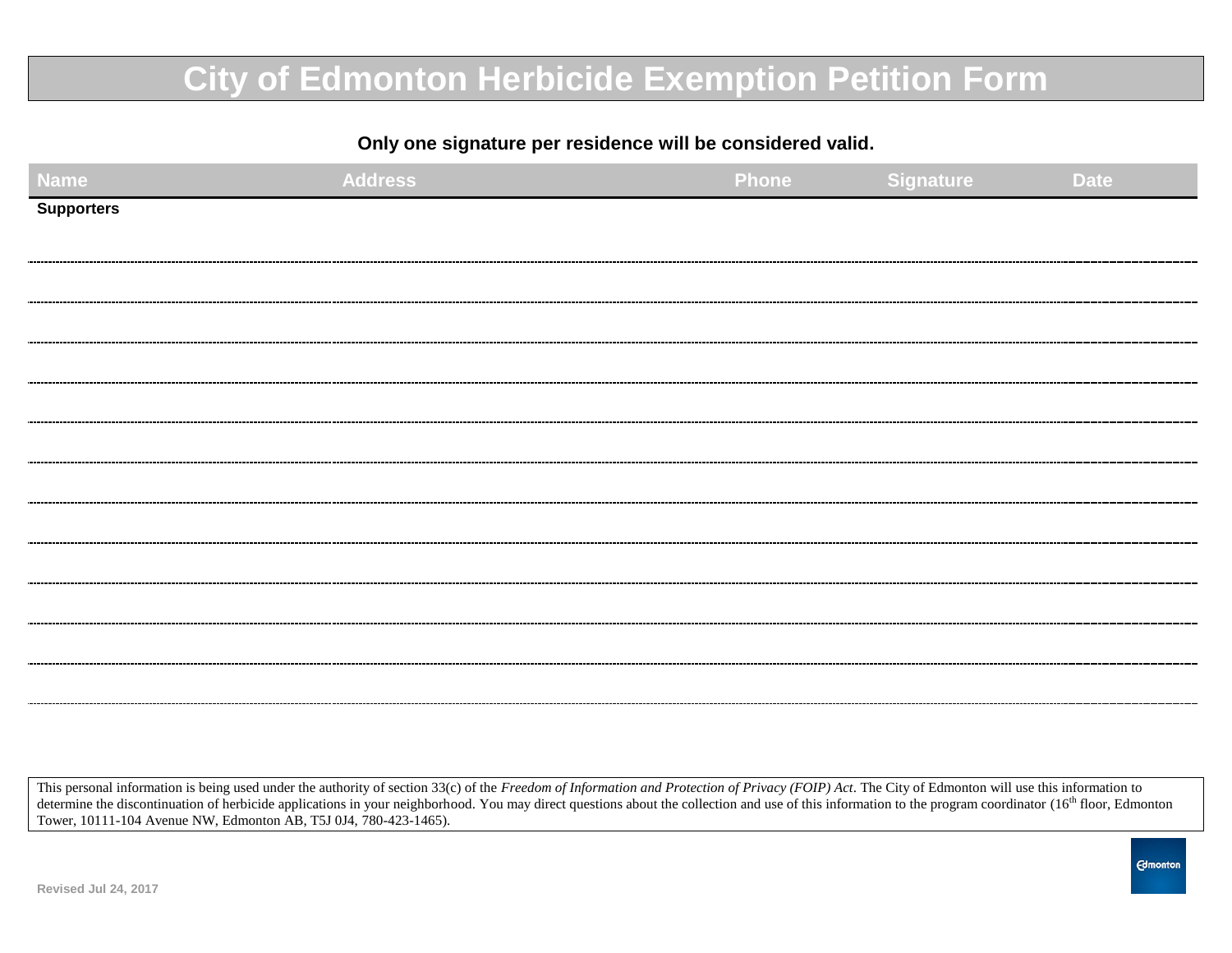# City of Edmonton Herbicide Exemption Petition Form

**Only one signature per residence will be considered valid.**

| Name | Address | Phone | Signature | Date |
|---|---|---|---|---|
| **Supporters** | | | | |
| | | | | |
| | | | | |
| | | | | |
| | | | | |
| | | | | |
| | | | | |
| | | | | |
| | | | | |
| | | | | |
| | | | | |
| | | | | |
| | | | | |

This personal information is being used under the authority of section 33(c) of the *Freedom of Information and Protection of Privacy (FOIP) Act*. The City of Edmonton will use this information to determine the discontinuation of herbicide applications in your neighborhood. You may direct questions about the collection and use of this information to the program coordinator (16th floor, Edmonton Tower, 10111-104 Avenue NW, Edmonton AB, T5J 0J4, 780-423-1465).

Edmonton

Revised Jul 24, 2017